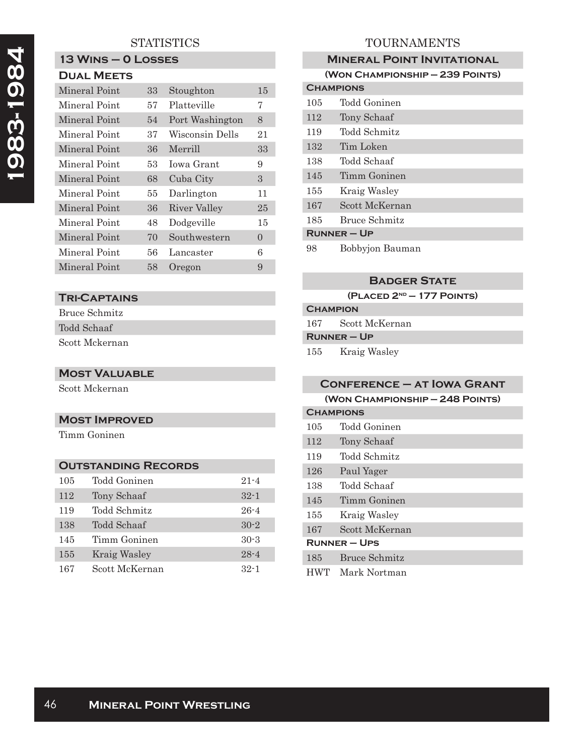# 1983-1984

## STATISTICS

### 13 Wins – 0 Losses

### Dual Meets

| | | | |
|---|---|---|---|
| Mineral Point | 33 | Stoughton | 15 |
| Mineral Point | 57 | Platteville | 7 |
| Mineral Point | 54 | Port Washington | 8 |
| Mineral Point | 37 | Wisconsin Dells | 21 |
| Mineral Point | 36 | Merrill | 33 |
| Mineral Point | 53 | Iowa Grant | 9 |
| Mineral Point | 68 | Cuba City | 3 |
| Mineral Point | 55 | Darlington | 11 |
| Mineral Point | 36 | River Valley | 25 |
| Mineral Point | 48 | Dodgeville | 15 |
| Mineral Point | 70 | Southwestern | 0 |
| Mineral Point | 56 | Lancaster | 6 |
| Mineral Point | 58 | Oregon | 9 |

### Tri-Captains

Bruce Schmitz
Todd Schaaf
Scott Mckernan

### Most Valuable

Scott Mckernan

### Most Improved

Timm Goninen

### Outstanding Records

| | | |
|---|---|---|
| 105 | Todd Goninen | 21-4 |
| 112 | Tony Schaaf | 32-1 |
| 119 | Todd Schmitz | 26-4 |
| 138 | Todd Schaaf | 30-2 |
| 145 | Timm Goninen | 30-3 |
| 155 | Kraig Wasley | 28-4 |
| 167 | Scott McKernan | 32-1 |

## TOURNAMENTS

### Mineral Point Invitational

(Won Championship – 239 Points)

**Champions**

| | |
|---|---|
| 105 | Todd Goninen |
| 112 | Tony Schaaf |
| 119 | Todd Schmitz |
| 132 | Tim Loken |
| 138 | Todd Schaaf |
| 145 | Timm Goninen |
| 155 | Kraig Wasley |
| 167 | Scott McKernan |
| 185 | Bruce Schmitz |

**Runner – Up**

| | |
|---|---|
| 98 | Bobbyjon Bauman |

### Badger State

(Placed 2nd – 177 Points)

**Champion**

| | |
|---|---|
| 167 | Scott McKernan |

**Runner – Up**

| | |
|---|---|
| 155 | Kraig Wasley |

### Conference – at Iowa Grant

(Won Championship – 248 Points)

**Champions**

| | |
|---|---|
| 105 | Todd Goninen |
| 112 | Tony Schaaf |
| 119 | Todd Schmitz |
| 126 | Paul Yager |
| 138 | Todd Schaaf |
| 145 | Timm Goninen |
| 155 | Kraig Wasley |
| 167 | Scott McKernan |

**Runner – Ups**

| | |
|---|---|
| 185 | Bruce Schmitz |
| HWT | Mark Nortman |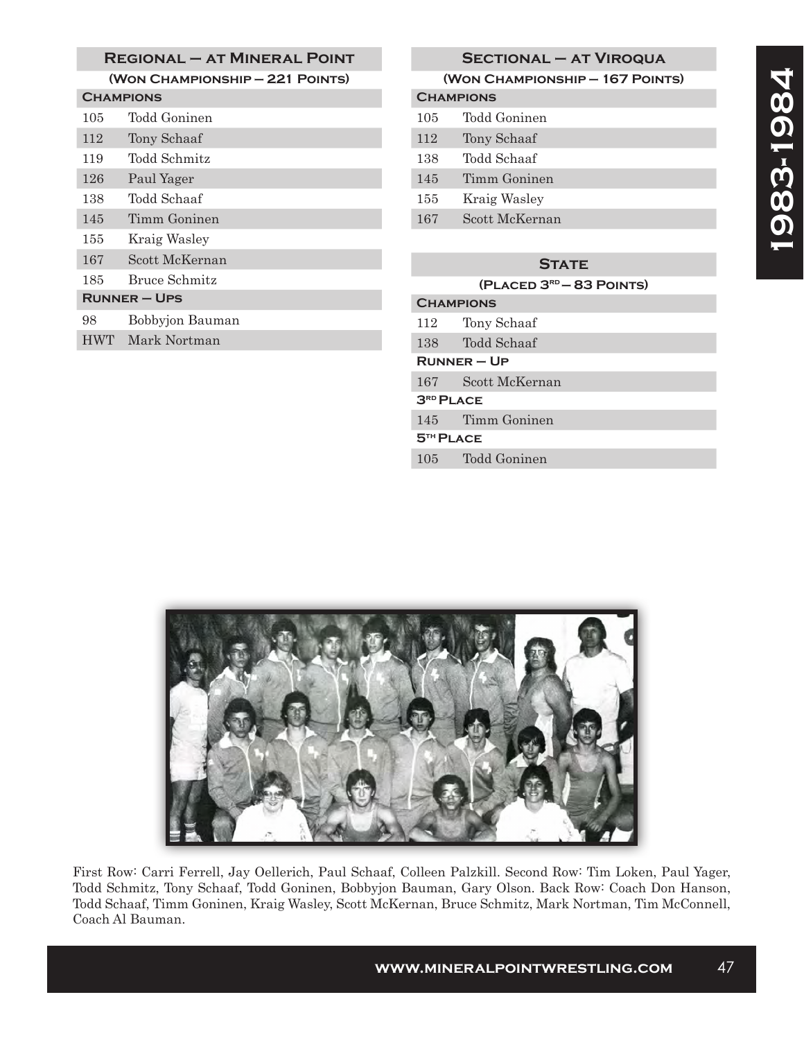# 1983-1984

## Regional – at Mineral Point

**(Won Championship – 221 Points)**

| | |
|---|---|
| **Champions** | |
| 105 | Todd Goninen |
| 112 | Tony Schaaf |
| 119 | Todd Schmitz |
| 126 | Paul Yager |
| 138 | Todd Schaaf |
| 145 | Timm Goninen |
| 155 | Kraig Wasley |
| 167 | Scott McKernan |
| 185 | Bruce Schmitz |
| **Runner – Ups** | |
| 98 | Bobbyjon Bauman |
| HWT | Mark Nortman |

## Sectional – at Viroqua

**(Won Championship – 167 Points)**

| | |
|---|---|
| **Champions** | |
| 105 | Todd Goninen |
| 112 | Tony Schaaf |
| 138 | Todd Schaaf |
| 145 | Timm Goninen |
| 155 | Kraig Wasley |
| 167 | Scott McKernan |

## State

**(Placed 3rd – 83 Points)**

| | |
|---|---|
| **Champions** | |
| 112 | Tony Schaaf |
| 138 | Todd Schaaf |
| **Runner – Up** | |
| 167 | Scott McKernan |
| **3rd Place** | |
| 145 | Timm Goninen |
| **5th Place** | |
| 105 | Todd Goninen |

First Row: Carri Ferrell, Jay Oellerich, Paul Schaaf, Colleen Palzkill. Second Row: Tim Loken, Paul Yager, Todd Schmitz, Tony Schaaf, Todd Goninen, Bobbyjon Bauman, Gary Olson. Back Row: Coach Don Hanson, Todd Schaaf, Timm Goninen, Kraig Wasley, Scott McKernan, Bruce Schmitz, Mark Nortman, Tim McConnell, Coach Al Bauman.